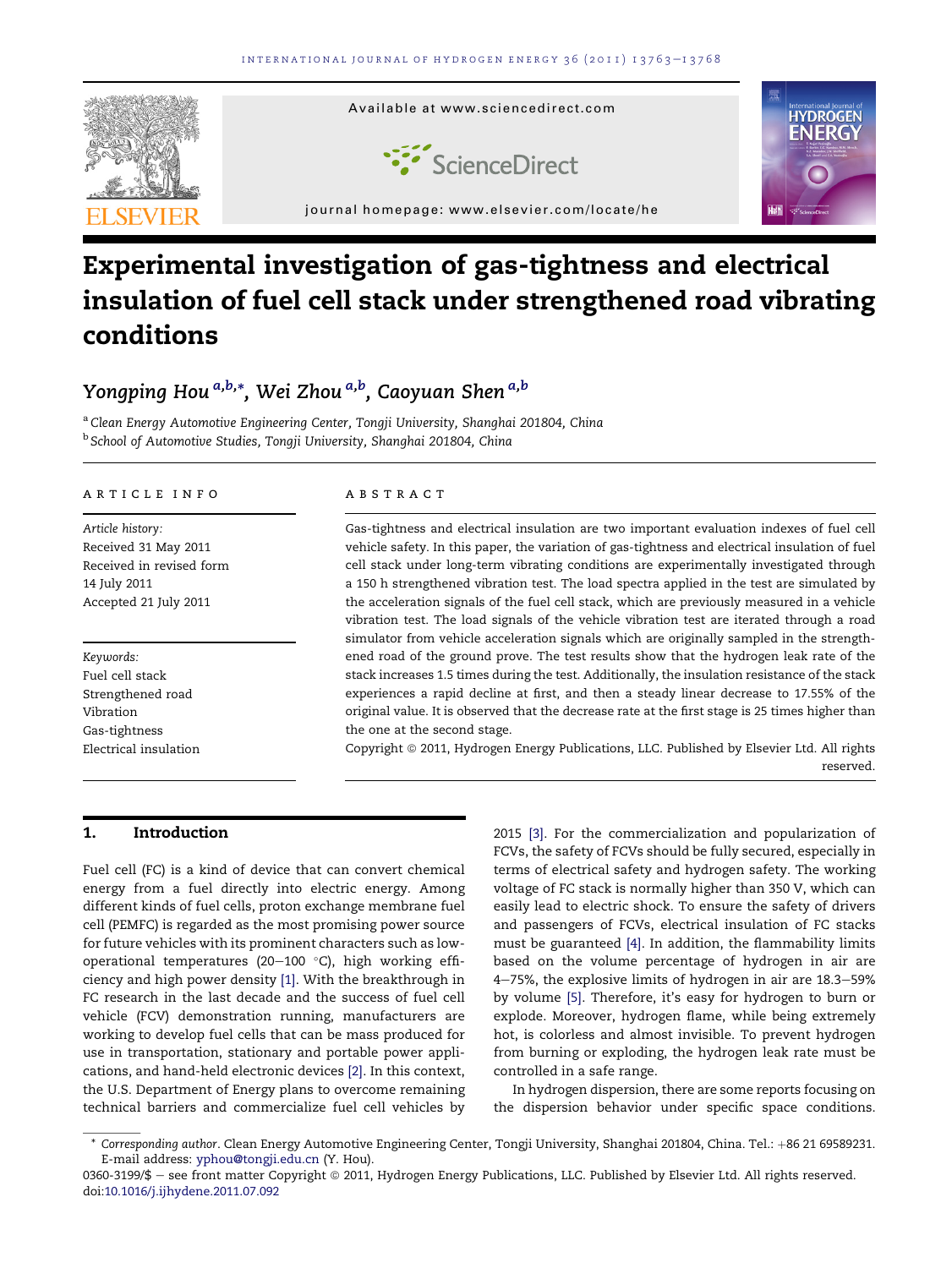# Experimental investigation of gas-tightness and electrical insulation of fuel cell stack under strengthened road vibrating conditions

Yongping Hou [a,b,*], Wei Zhou [a,b], Caoyuan Shen [a,b]

[a] Clean Energy Automotive Engineering Center, Tongji University, Shanghai 201804, China
[b] School of Automotive Studies, Tongji University, Shanghai 201804, China

**ARTICLE INFO**

*Article history:*
Received 31 May 2011
Received in revised form
14 July 2011
Accepted 21 July 2011

*Keywords:*
Fuel cell stack
Strengthened road
Vibration
Gas-tightness
Electrical insulation

**ABSTRACT**

Gas-tightness and electrical insulation are two important evaluation indexes of fuel cell vehicle safety. In this paper, the variation of gas-tightness and electrical insulation of fuel cell stack under long-term vibrating conditions are experimentally investigated through a 150 h strengthened vibration test. The load spectra applied in the test are simulated by the acceleration signals of the fuel cell stack, which are previously measured in a vehicle vibration test. The load signals of the vehicle vibration test are iterated through a road simulator from vehicle acceleration signals which are originally sampled in the strengthened road of the ground prove. The test results show that the hydrogen leak rate of the stack increases 1.5 times during the test. Additionally, the insulation resistance of the stack experiences a rapid decline at first, and then a steady linear decrease to 17.55% of the original value. It is observed that the decrease rate at the first stage is 25 times higher than the one at the second stage.

Copyright © 2011, Hydrogen Energy Publications, LLC. Published by Elsevier Ltd. All rights reserved.

## 1. Introduction

Fuel cell (FC) is a kind of device that can convert chemical energy from a fuel directly into electric energy. Among different kinds of fuel cells, proton exchange membrane fuel cell (PEMFC) is regarded as the most promising power source for future vehicles with its prominent characters such as low-operational temperatures (20–100 °C), high working efficiency and high power density [1]. With the breakthrough in FC research in the last decade and the success of fuel cell vehicle (FCV) demonstration running, manufacturers are working to develop fuel cells that can be mass produced for use in transportation, stationary and portable power applications, and hand-held electronic devices [2]. In this context, the U.S. Department of Energy plans to overcome remaining technical barriers and commercialize fuel cell vehicles by 2015 [3]. For the commercialization and popularization of FCVs, the safety of FCVs should be fully secured, especially in terms of electrical safety and hydrogen safety. The working voltage of FC stack is normally higher than 350 V, which can easily lead to electric shock. To ensure the safety of drivers and passengers of FCVs, electrical insulation of FC stacks must be guaranteed [4]. In addition, the flammability limits based on the volume percentage of hydrogen in air are 4–75%, the explosive limits of hydrogen in air are 18.3–59% by volume [5]. Therefore, it's easy for hydrogen to burn or explode. Moreover, hydrogen flame, while being extremely hot, is colorless and almost invisible. To prevent hydrogen from burning or exploding, the hydrogen leak rate must be controlled in a safe range.

In hydrogen dispersion, there are some reports focusing on the dispersion behavior under specific space conditions.

\* *Corresponding author*. Clean Energy Automotive Engineering Center, Tongji University, Shanghai 201804, China. Tel.: +86 21 69589231. E-mail address: yphou@tongji.edu.cn (Y. Hou).

0360-3199/$ – see front matter Copyright © 2011, Hydrogen Energy Publications, LLC. Published by Elsevier Ltd. All rights reserved.
doi:10.1016/j.ijhydene.2011.07.092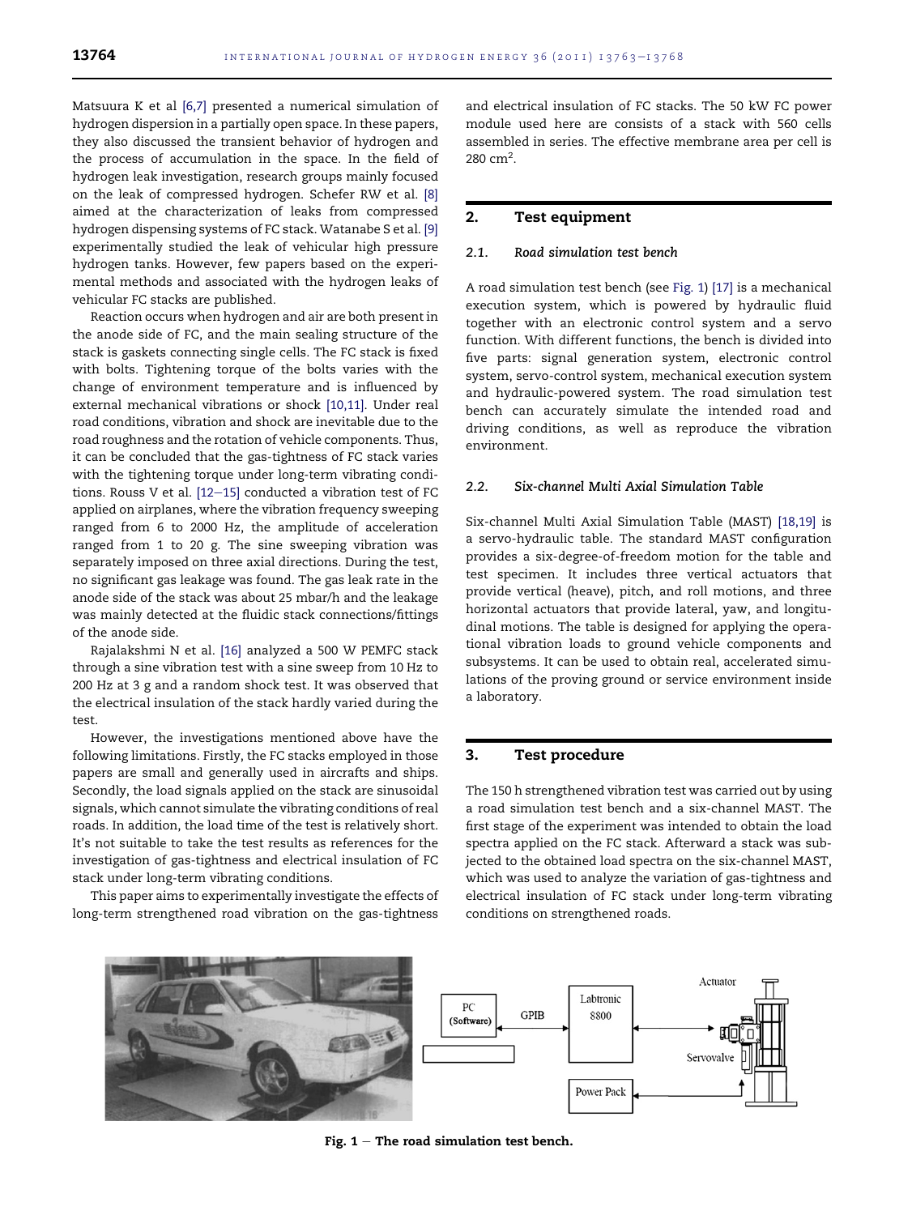Matsuura K et al [6,7] presented a numerical simulation of hydrogen dispersion in a partially open space. In these papers, they also discussed the transient behavior of hydrogen and the process of accumulation in the space. In the field of hydrogen leak investigation, research groups mainly focused on the leak of compressed hydrogen. Schefer RW et al. [8] aimed at the characterization of leaks from compressed hydrogen dispensing systems of FC stack. Watanabe S et al. [9] experimentally studied the leak of vehicular high pressure hydrogen tanks. However, few papers based on the experimental methods and associated with the hydrogen leaks of vehicular FC stacks are published.

Reaction occurs when hydrogen and air are both present in the anode side of FC, and the main sealing structure of the stack is gaskets connecting single cells. The FC stack is fixed with bolts. Tightening torque of the bolts varies with the change of environment temperature and is influenced by external mechanical vibrations or shock [10,11]. Under real road conditions, vibration and shock are inevitable due to the road roughness and the rotation of vehicle components. Thus, it can be concluded that the gas-tightness of FC stack varies with the tightening torque under long-term vibrating conditions. Rouss V et al. [12–15] conducted a vibration test of FC applied on airplanes, where the vibration frequency sweeping ranged from 6 to 2000 Hz, the amplitude of acceleration ranged from 1 to 20 g. The sine sweeping vibration was separately imposed on three axial directions. During the test, no significant gas leakage was found. The gas leak rate in the anode side of the stack was about 25 mbar/h and the leakage was mainly detected at the fluidic stack connections/fittings of the anode side.

Rajalakshmi N et al. [16] analyzed a 500 W PEMFC stack through a sine vibration test with a sine sweep from 10 Hz to 200 Hz at 3 g and a random shock test. It was observed that the electrical insulation of the stack hardly varied during the test.

However, the investigations mentioned above have the following limitations. Firstly, the FC stacks employed in those papers are small and generally used in aircrafts and ships. Secondly, the load signals applied on the stack are sinusoidal signals, which cannot simulate the vibrating conditions of real roads. In addition, the load time of the test is relatively short. It's not suitable to take the test results as references for the investigation of gas-tightness and electrical insulation of FC stack under long-term vibrating conditions.

This paper aims to experimentally investigate the effects of long-term strengthened road vibration on the gas-tightness and electrical insulation of FC stacks. The 50 kW FC power module used here are consists of a stack with 560 cells assembled in series. The effective membrane area per cell is 280 cm$^2$.

## 2. Test equipment

### 2.1. Road simulation test bench

A road simulation test bench (see Fig. 1) [17] is a mechanical execution system, which is powered by hydraulic fluid together with an electronic control system and a servo function. With different functions, the bench is divided into five parts: signal generation system, electronic control system, servo-control system, mechanical execution system and hydraulic-powered system. The road simulation test bench can accurately simulate the intended road and driving conditions, as well as reproduce the vibration environment.

### 2.2. Six-channel Multi Axial Simulation Table

Six-channel Multi Axial Simulation Table (MAST) [18,19] is a servo-hydraulic table. The standard MAST configuration provides a six-degree-of-freedom motion for the table and test specimen. It includes three vertical actuators that provide vertical (heave), pitch, and roll motions, and three horizontal actuators that provide lateral, yaw, and longitudinal motions. The table is designed for applying the operational vibration loads to ground vehicle components and subsystems. It can be used to obtain real, accelerated simulations of the proving ground or service environment inside a laboratory.

## 3. Test procedure

The 150 h strengthened vibration test was carried out by using a road simulation test bench and a six-channel MAST. The first stage of the experiment was intended to obtain the load spectra applied on the FC stack. Afterward a stack was subjected to the obtained load spectra on the six-channel MAST, which was used to analyze the variation of gas-tightness and electrical insulation of FC stack under long-term vibrating conditions on strengthened roads.

Fig. 1 – The road simulation test bench.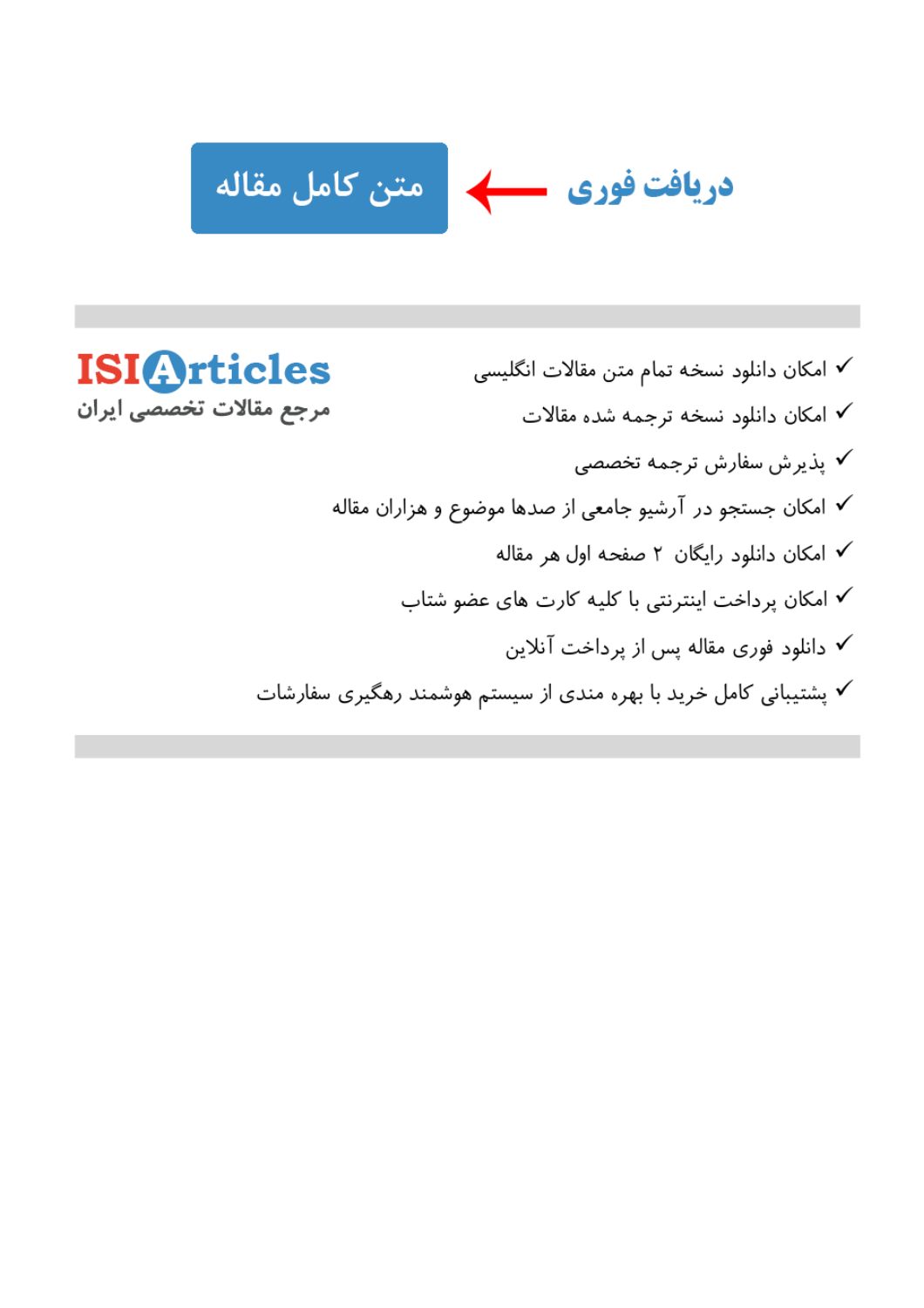دریافت فوری ← **متن کامل مقاله**

**ISIArticles**
مرجع مقالات تخصصی ایران

- ✓ امکان دانلود نسخه تمام متن مقالات انگلیسی
- ✓ امکان دانلود نسخه ترجمه شده مقالات
- ✓ پذیرش سفارش ترجمه تخصصی
- ✓ امکان جستجو در آرشیو جامعی از صدها موضوع و هزاران مقاله
- ✓ امکان دانلود رایگان ۲ صفحه اول هر مقاله
- ✓ امکان پرداخت اینترنتی با کلیه کارت های عضو شتاب
- ✓ دانلود فوری مقاله پس از پرداخت آنلاین
- ✓ پشتیبانی کامل خرید با بهره مندی از سیستم هوشمند رهگیری سفارشات